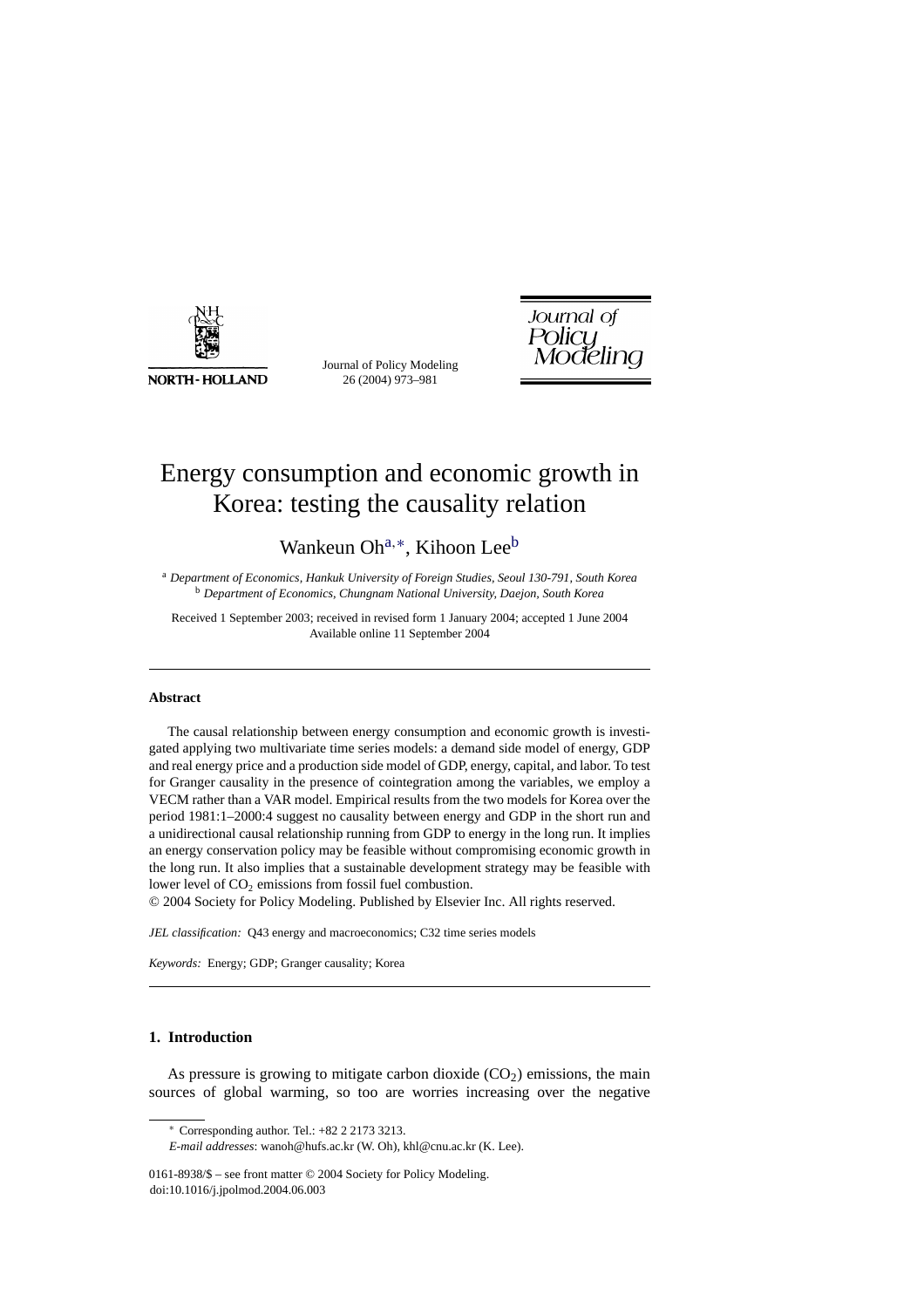# Energy consumption and economic growth in Korea: testing the causality relation

Wankeun Oh[a,*], Kihoon Lee[b]

[a] *Department of Economics, Hankuk University of Foreign Studies, Seoul 130-791, South Korea*
[b] *Department of Economics, Chungnam National University, Daejon, South Korea*

Received 1 September 2003; received in revised form 1 January 2004; accepted 1 June 2004
Available online 11 September 2004

## Abstract

The causal relationship between energy consumption and economic growth is investigated applying two multivariate time series models: a demand side model of energy, GDP and real energy price and a production side model of GDP, energy, capital, and labor. To test for Granger causality in the presence of cointegration among the variables, we employ a VECM rather than a VAR model. Empirical results from the two models for Korea over the period 1981:1–2000:4 suggest no causality between energy and GDP in the short run and a unidirectional causal relationship running from GDP to energy in the long run. It implies an energy conservation policy may be feasible without compromising economic growth in the long run. It also implies that a sustainable development strategy may be feasible with lower level of $CO_2$ emissions from fossil fuel combustion.

© 2004 Society for Policy Modeling. Published by Elsevier Inc. All rights reserved.

*JEL classification:* Q43 energy and macroeconomics; C32 time series models

*Keywords:* Energy; GDP; Granger causality; Korea

## 1. Introduction

As pressure is growing to mitigate carbon dioxide ($CO_2$) emissions, the main sources of global warming, so too are worries increasing over the negative

---

* Corresponding author. Tel.: +82 2 2173 3213.
*E-mail addresses*: wanoh@hufs.ac.kr (W. Oh), khl@cnu.ac.kr (K. Lee).

0161-8938/$ – see front matter © 2004 Society for Policy Modeling.
doi:10.1016/j.jpolmod.2004.06.003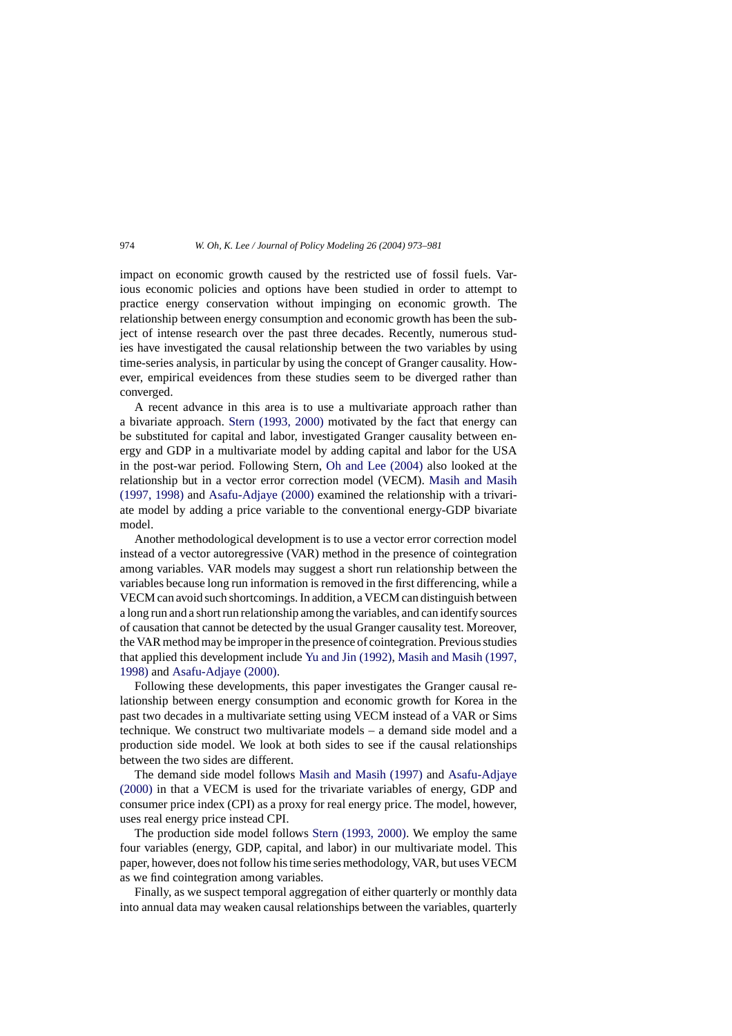impact on economic growth caused by the restricted use of fossil fuels. Various economic policies and options have been studied in order to attempt to practice energy conservation without impinging on economic growth. The relationship between energy consumption and economic growth has been the subject of intense research over the past three decades. Recently, numerous studies have investigated the causal relationship between the two variables by using time-series analysis, in particular by using the concept of Granger causality. However, empirical eveidences from these studies seem to be diverged rather than converged.

A recent advance in this area is to use a multivariate approach rather than a bivariate approach. Stern (1993, 2000) motivated by the fact that energy can be substituted for capital and labor, investigated Granger causality between energy and GDP in a multivariate model by adding capital and labor for the USA in the post-war period. Following Stern, Oh and Lee (2004) also looked at the relationship but in a vector error correction model (VECM). Masih and Masih (1997, 1998) and Asafu-Adjaye (2000) examined the relationship with a trivariate model by adding a price variable to the conventional energy-GDP bivariate model.

Another methodological development is to use a vector error correction model instead of a vector autoregressive (VAR) method in the presence of cointegration among variables. VAR models may suggest a short run relationship between the variables because long run information is removed in the first differencing, while a VECM can avoid such shortcomings. In addition, a VECM can distinguish between a long run and a short run relationship among the variables, and can identify sources of causation that cannot be detected by the usual Granger causality test. Moreover, the VAR method may be improper in the presence of cointegration. Previous studies that applied this development include Yu and Jin (1992), Masih and Masih (1997, 1998) and Asafu-Adjaye (2000).

Following these developments, this paper investigates the Granger causal relationship between energy consumption and economic growth for Korea in the past two decades in a multivariate setting using VECM instead of a VAR or Sims technique. We construct two multivariate models – a demand side model and a production side model. We look at both sides to see if the causal relationships between the two sides are different.

The demand side model follows Masih and Masih (1997) and Asafu-Adjaye (2000) in that a VECM is used for the trivariate variables of energy, GDP and consumer price index (CPI) as a proxy for real energy price. The model, however, uses real energy price instead CPI.

The production side model follows Stern (1993, 2000). We employ the same four variables (energy, GDP, capital, and labor) in our multivariate model. This paper, however, does not follow his time series methodology, VAR, but uses VECM as we find cointegration among variables.

Finally, as we suspect temporal aggregation of either quarterly or monthly data into annual data may weaken causal relationships between the variables, quarterly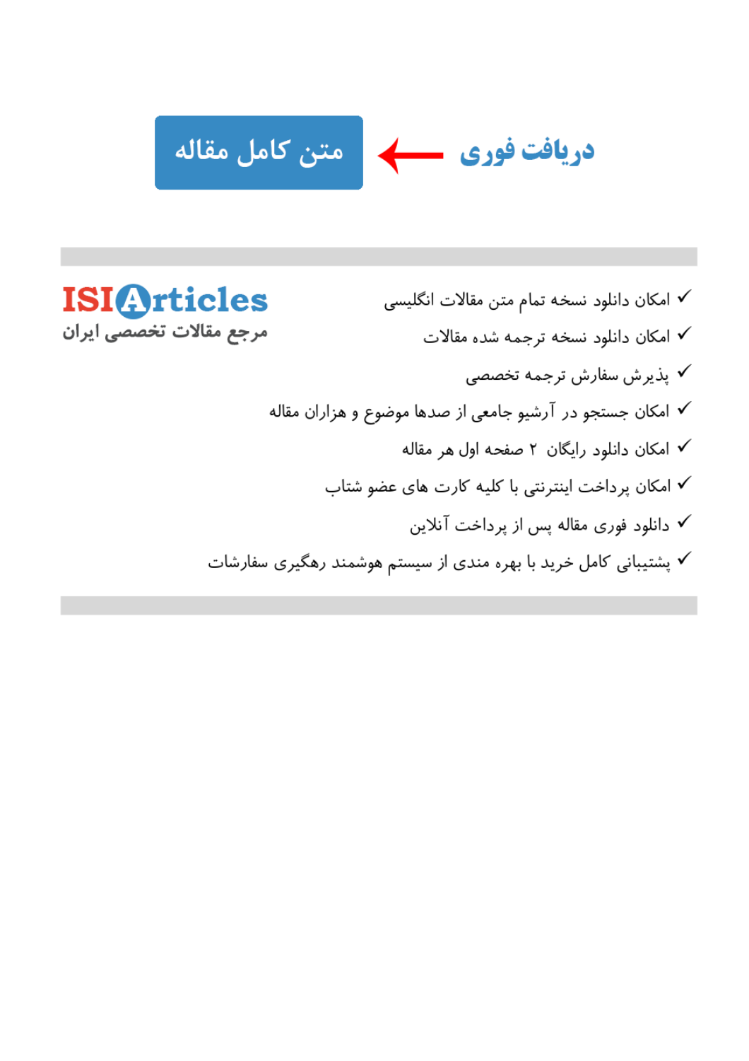دریافت فوری ← متن کامل مقاله

**ISIArticles**
مرجع مقالات تخصصی ایران

- ✓ امکان دانلود نسخه تمام متن مقالات انگلیسی
- ✓ امکان دانلود نسخه ترجمه شده مقالات
- ✓ پذیرش سفارش ترجمه تخصصی
- ✓ امکان جستجو در آرشیو جامعی از صدها موضوع و هزاران مقاله
- ✓ امکان دانلود رایگان ۲ صفحه اول هر مقاله
- ✓ امکان پرداخت اینترنتی با کلیه کارت های عضو شتاب
- ✓ دانلود فوری مقاله پس از پرداخت آنلاین
- ✓ پشتیبانی کامل خرید با بهره مندی از سیستم هوشمند رهگیری سفارشات